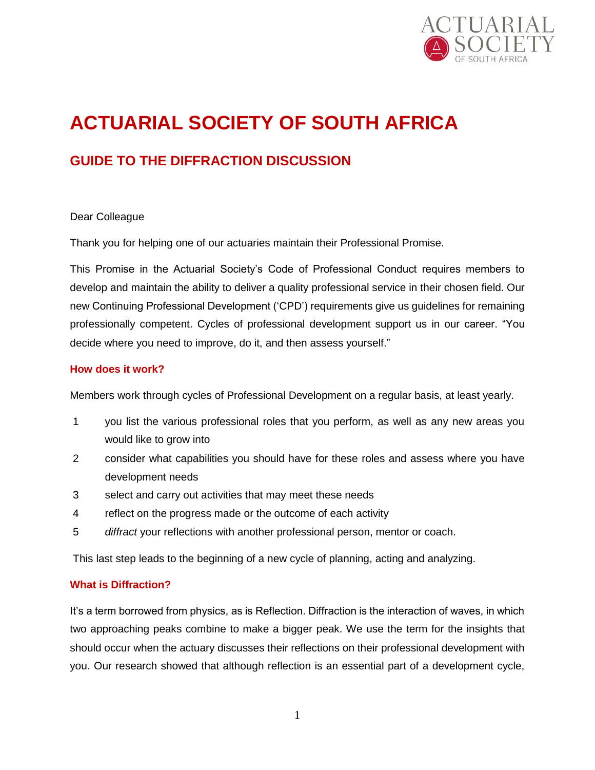# ACTUARIAL SOCIETY OF SOUTH AFRICA

## GUIDE TO THE DIFFRACTION DISCUSSION

Dear Colleague

Thank you for helping one of our actuaries maintain their Professional Promise.

This Promise in the Actuarial Society's Code of Professional Conduct requires members to develop and maintain the ability to deliver a quality professional service in their chosen field. Our new Continuing Professional Development ('CPD') requirements give us guidelines for remaining professionally competent. Cycles of professional development support us in our career. "You decide where you need to improve, do it, and then assess yourself."

### How does it work?

Members work through cycles of Professional Development on a regular basis, at least yearly.

1. you list the various professional roles that you perform, as well as any new areas you would like to grow into
2. consider what capabilities you should have for these roles and assess where you have development needs
3. select and carry out activities that may meet these needs
4. reflect on the progress made or the outcome of each activity
5. *diffract* your reflections with another professional person, mentor or coach.

This last step leads to the beginning of a new cycle of planning, acting and analyzing.

### What is Diffraction?

It's a term borrowed from physics, as is Reflection. Diffraction is the interaction of waves, in which two approaching peaks combine to make a bigger peak. We use the term for the insights that should occur when the actuary discusses their reflections on their professional development with you. Our research showed that although reflection is an essential part of a development cycle,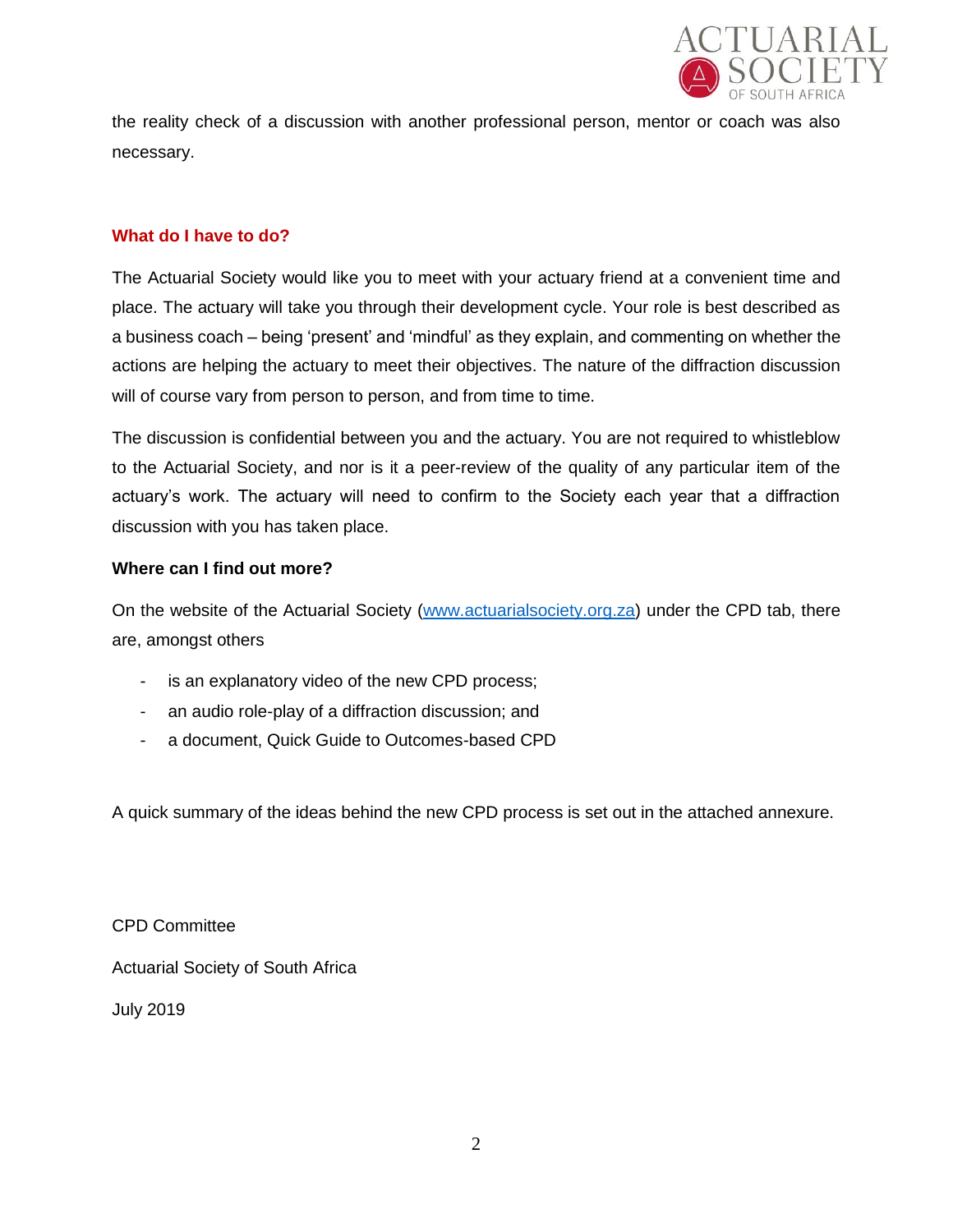the reality check of a discussion with another professional person, mentor or coach was also necessary.

## What do I have to do?

The Actuarial Society would like you to meet with your actuary friend at a convenient time and place. The actuary will take you through their development cycle. Your role is best described as a business coach – being 'present' and 'mindful' as they explain, and commenting on whether the actions are helping the actuary to meet their objectives. The nature of the diffraction discussion will of course vary from person to person, and from time to time.

The discussion is confidential between you and the actuary. You are not required to whistleblow to the Actuarial Society, and nor is it a peer-review of the quality of any particular item of the actuary's work. The actuary will need to confirm to the Society each year that a diffraction discussion with you has taken place.

**Where can I find out more?**

On the website of the Actuarial Society (www.actuarialsociety.org.za) under the CPD tab, there are, amongst others

- is an explanatory video of the new CPD process;
- an audio role-play of a diffraction discussion; and
- a document, Quick Guide to Outcomes-based CPD

A quick summary of the ideas behind the new CPD process is set out in the attached annexure.

CPD Committee

Actuarial Society of South Africa

July 2019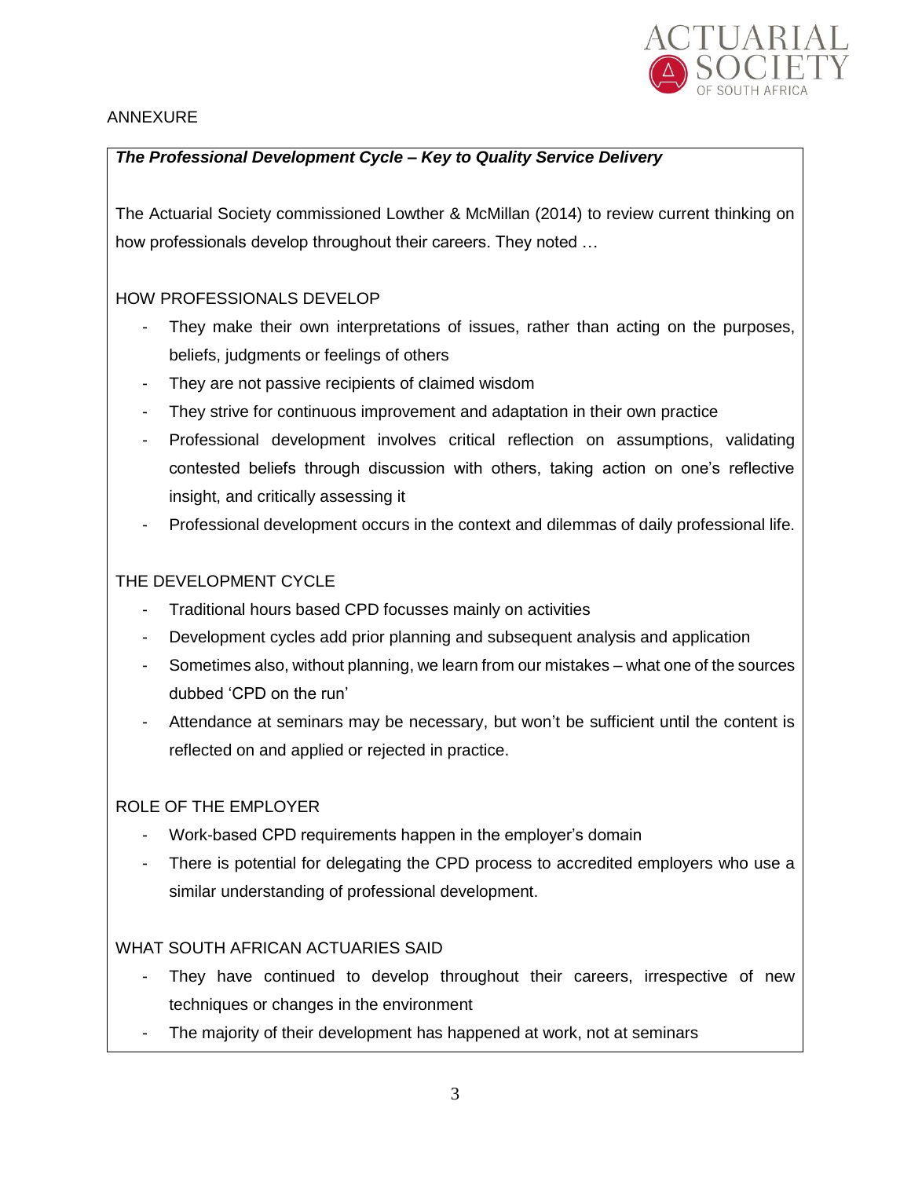ANNEXURE

***The Professional Development Cycle – Key to Quality Service Delivery***

The Actuarial Society commissioned Lowther & McMillan (2014) to review current thinking on how professionals develop throughout their careers. They noted …

HOW PROFESSIONALS DEVELOP

- They make their own interpretations of issues, rather than acting on the purposes, beliefs, judgments or feelings of others
- They are not passive recipients of claimed wisdom
- They strive for continuous improvement and adaptation in their own practice
- Professional development involves critical reflection on assumptions, validating contested beliefs through discussion with others, taking action on one's reflective insight, and critically assessing it
- Professional development occurs in the context and dilemmas of daily professional life.

THE DEVELOPMENT CYCLE

- Traditional hours based CPD focusses mainly on activities
- Development cycles add prior planning and subsequent analysis and application
- Sometimes also, without planning, we learn from our mistakes – what one of the sources dubbed 'CPD on the run'
- Attendance at seminars may be necessary, but won't be sufficient until the content is reflected on and applied or rejected in practice.

ROLE OF THE EMPLOYER

- Work-based CPD requirements happen in the employer's domain
- There is potential for delegating the CPD process to accredited employers who use a similar understanding of professional development.

WHAT SOUTH AFRICAN ACTUARIES SAID

- They have continued to develop throughout their careers, irrespective of new techniques or changes in the environment
- The majority of their development has happened at work, not at seminars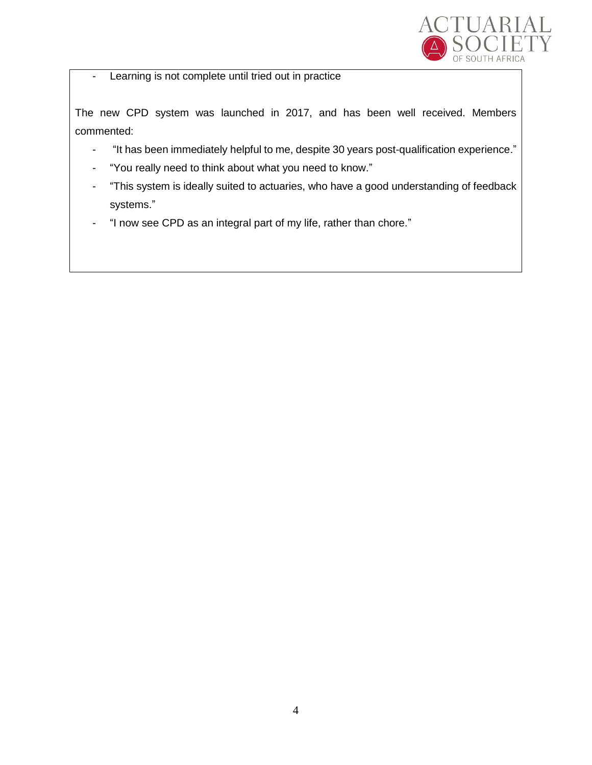- Learning is not complete until tried out in practice

The new CPD system was launched in 2017, and has been well received. Members commented:

- "It has been immediately helpful to me, despite 30 years post-qualification experience."
- "You really need to think about what you need to know."
- "This system is ideally suited to actuaries, who have a good understanding of feedback systems."
- "I now see CPD as an integral part of my life, rather than chore."